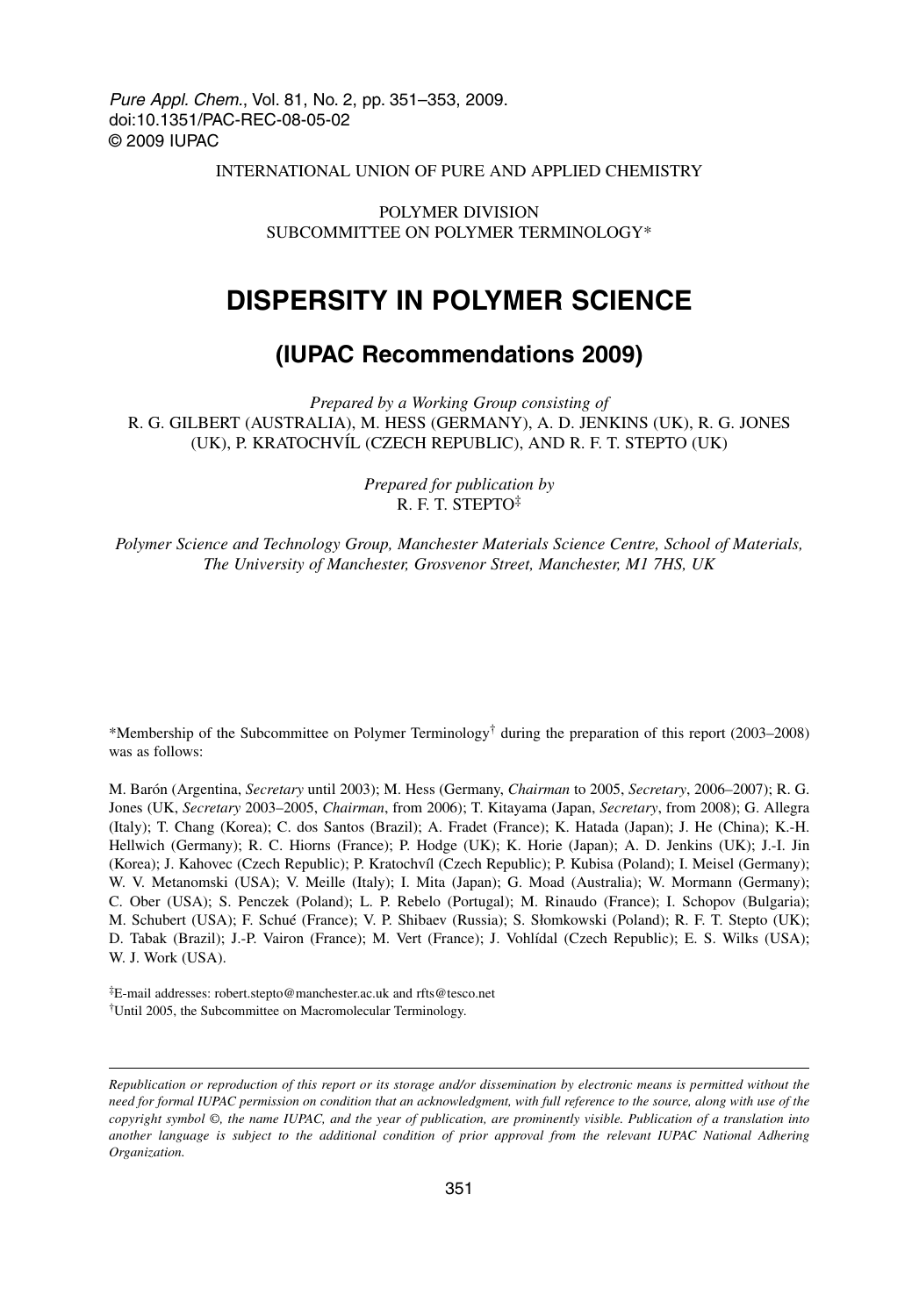Pure Appl. Chem., Vol. 81, No. 2, pp. 351–353, 2009.
doi:10.1351/PAC-REC-08-05-02
© 2009 IUPAC

INTERNATIONAL UNION OF PURE AND APPLIED CHEMISTRY

POLYMER DIVISION
SUBCOMMITTEE ON POLYMER TERMINOLOGY*

# DISPERSITY IN POLYMER SCIENCE

## (IUPAC Recommendations 2009)

*Prepared by a Working Group consisting of*
R. G. GILBERT (AUSTRALIA), M. HESS (GERMANY), A. D. JENKINS (UK), R. G. JONES (UK), P. KRATOCHVÍL (CZECH REPUBLIC), AND R. F. T. STEPTO (UK)

*Prepared for publication by*
R. F. T. STEPTO‡

*Polymer Science and Technology Group, Manchester Materials Science Centre, School of Materials, The University of Manchester, Grosvenor Street, Manchester, M1 7HS, UK*

*Membership of the Subcommittee on Polymer Terminology† during the preparation of this report (2003–2008) was as follows:

M. Barón (Argentina, *Secretary* until 2003); M. Hess (Germany, *Chairman* to 2005, *Secretary*, 2006–2007); R. G. Jones (UK, *Secretary* 2003–2005, *Chairman*, from 2006); T. Kitayama (Japan, *Secretary*, from 2008); G. Allegra (Italy); T. Chang (Korea); C. dos Santos (Brazil); A. Fradet (France); K. Hatada (Japan); J. He (China); K.-H. Hellwich (Germany); R. C. Hiorns (France); P. Hodge (UK); K. Horie (Japan); A. D. Jenkins (UK); J.-I. Jin (Korea); J. Kahovec (Czech Republic); P. Kratochvíl (Czech Republic); P. Kubisa (Poland); I. Meisel (Germany); W. V. Metanomski (USA); V. Meille (Italy); I. Mita (Japan); G. Moad (Australia); W. Mormann (Germany); C. Ober (USA); S. Penczek (Poland); L. P. Rebelo (Portugal); M. Rinaudo (France); I. Schopov (Bulgaria); M. Schubert (USA); F. Schué (France); V. P. Shibaev (Russia); S. Słomkowski (Poland); R. F. T. Stepto (UK); D. Tabak (Brazil); J.-P. Vairon (France); M. Vert (France); J. Vohlídal (Czech Republic); E. S. Wilks (USA); W. J. Work (USA).

‡E-mail addresses: robert.stepto@manchester.ac.uk and rfts@tesco.net
†Until 2005, the Subcommittee on Macromolecular Terminology.

*Republication or reproduction of this report or its storage and/or dissemination by electronic means is permitted without the need for formal IUPAC permission on condition that an acknowledgment, with full reference to the source, along with use of the copyright symbol ©, the name IUPAC, and the year of publication, are prominently visible. Publication of a translation into another language is subject to the additional condition of prior approval from the relevant IUPAC National Adhering Organization.*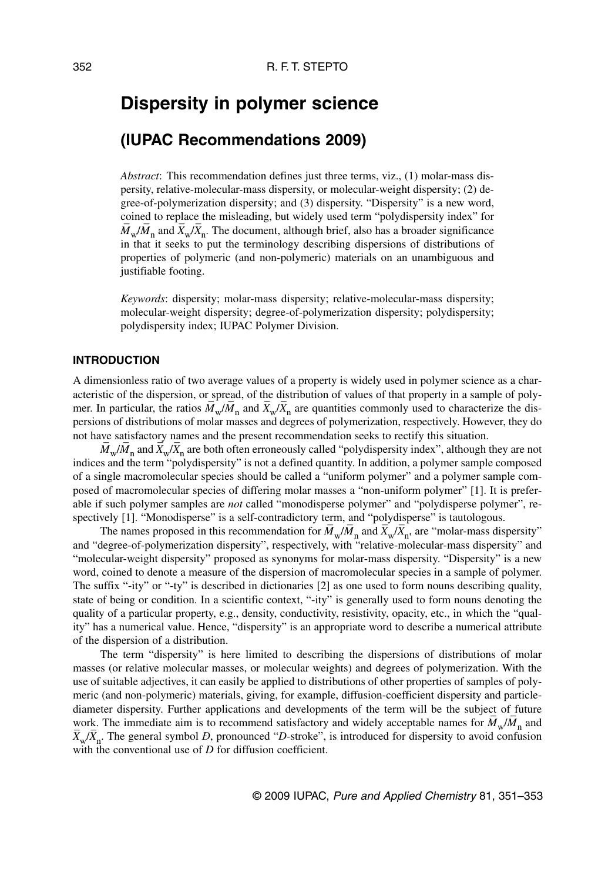# Dispersity in polymer science

## (IUPAC Recommendations 2009)

*Abstract*: This recommendation defines just three terms, viz., (1) molar-mass dispersity, relative-molecular-mass dispersity, or molecular-weight dispersity; (2) degree-of-polymerization dispersity; and (3) dispersity. "Dispersity" is a new word, coined to replace the misleading, but widely used term "polydispersity index" for $\bar{M}_w/\bar{M}_n$ and $\bar{X}_w/\bar{X}_n$. The document, although brief, also has a broader significance in that it seeks to put the terminology describing dispersions of distributions of properties of polymeric (and non-polymeric) materials on an unambiguous and justifiable footing.

*Keywords*: dispersity; molar-mass dispersity; relative-molecular-mass dispersity; molecular-weight dispersity; degree-of-polymerization dispersity; polydispersity; polydispersity index; IUPAC Polymer Division.

### INTRODUCTION

A dimensionless ratio of two average values of a property is widely used in polymer science as a characteristic of the dispersion, or spread, of the distribution of values of that property in a sample of polymer. In particular, the ratios $\bar{M}_w/\bar{M}_n$ and $\bar{X}_w/\bar{X}_n$ are quantities commonly used to characterize the dispersions of distributions of molar masses and degrees of polymerization, respectively. However, they do not have satisfactory names and the present recommendation seeks to rectify this situation.

$\bar{M}_w/\bar{M}_n$ and $\bar{X}_w/\bar{X}_n$ are both often erroneously called "polydispersity index", although they are not indices and the term "polydispersity" is not a defined quantity. In addition, a polymer sample composed of a single macromolecular species should be called a "uniform polymer" and a polymer sample composed of macromolecular species of differing molar masses a "non-uniform polymer" [1]. It is preferable if such polymer samples are *not* called "monodisperse polymer" and "polydisperse polymer", respectively [1]. "Monodisperse" is a self-contradictory term, and "polydisperse" is tautologous.

The names proposed in this recommendation for $\bar{M}_w/\bar{M}_n$ and $\bar{X}_w/\bar{X}_n$, are "molar-mass dispersity" and "degree-of-polymerization dispersity", respectively, with "relative-molecular-mass dispersity" and "molecular-weight dispersity" proposed as synonyms for molar-mass dispersity. "Dispersity" is a new word, coined to denote a measure of the dispersion of macromolecular species in a sample of polymer. The suffix "-ity" or "-ty" is described in dictionaries [2] as one used to form nouns describing quality, state of being or condition. In a scientific context, "-ity" is generally used to form nouns denoting the quality of a particular property, e.g., density, conductivity, resistivity, opacity, etc., in which the "quality" has a numerical value. Hence, "dispersity" is an appropriate word to describe a numerical attribute of the dispersion of a distribution.

The term "dispersity" is here limited to describing the dispersions of distributions of molar masses (or relative molecular masses, or molecular weights) and degrees of polymerization. With the use of suitable adjectives, it can easily be applied to distributions of other properties of samples of polymeric (and non-polymeric) materials, giving, for example, diffusion-coefficient dispersity and particle-diameter dispersity. Further applications and developments of the term will be the subject of future work. The immediate aim is to recommend satisfactory and widely acceptable names for $\bar{M}_w/\bar{M}_n$ and $\bar{X}_w/\bar{X}_n$. The general symbol *Đ*, pronounced "*D*-stroke", is introduced for dispersity to avoid confusion with the conventional use of *D* for diffusion coefficient.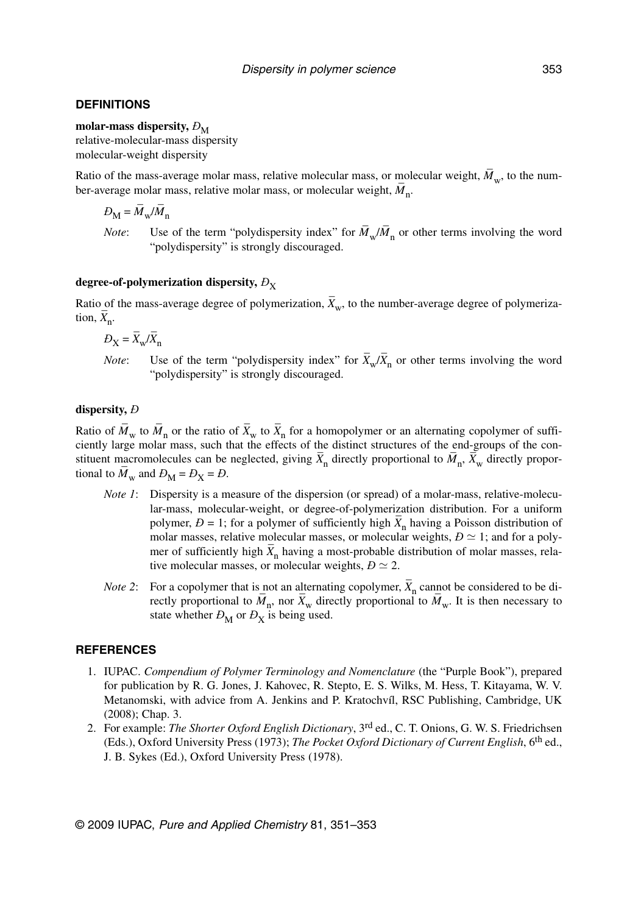## DEFINITIONS

**molar-mass dispersity,** $Đ_M$
relative-molecular-mass dispersity
molecular-weight dispersity

Ratio of the mass-average molar mass, relative molecular mass, or molecular weight, $\bar{M}_w$, to the number-average molar mass, relative molar mass, or molecular weight, $\bar{M}_n$.

$Đ_M = \bar{M}_w/\bar{M}_n$

*Note*: Use of the term "polydispersity index" for $\bar{M}_w/\bar{M}_n$ or other terms involving the word "polydispersity" is strongly discouraged.

**degree-of-polymerization dispersity,** $Đ_X$

Ratio of the mass-average degree of polymerization, $\bar{X}_w$, to the number-average degree of polymerization, $\bar{X}_n$.

$Đ_X = \bar{X}_w/\bar{X}_n$

*Note*: Use of the term "polydispersity index" for $\bar{X}_w/\bar{X}_n$ or other terms involving the word "polydispersity" is strongly discouraged.

**dispersity,** $Đ$

Ratio of $\bar{M}_w$ to $\bar{M}_n$ or the ratio of $\bar{X}_w$ to $\bar{X}_n$ for a homopolymer or an alternating copolymer of sufficiently large molar mass, such that the effects of the distinct structures of the end-groups of the constituent macromolecules can be neglected, giving $\bar{X}_n$ directly proportional to $\bar{M}_n$, $\bar{X}_w$ directly proportional to $\bar{M}_w$ and $Đ_M = Đ_X = Đ$.

*Note 1*: Dispersity is a measure of the dispersion (or spread) of a molar-mass, relative-molecular-mass, molecular-weight, or degree-of-polymerization distribution. For a uniform polymer, $Đ = 1$; for a polymer of sufficiently high $\bar{X}_n$ having a Poisson distribution of molar masses, relative molecular masses, or molecular weights, $Đ \simeq 1$; and for a polymer of sufficiently high $\bar{X}_n$ having a most-probable distribution of molar masses, relative molecular masses, or molecular weights, $Đ \simeq 2$.

*Note 2*: For a copolymer that is not an alternating copolymer, $\bar{X}_n$ cannot be considered to be directly proportional to $\bar{M}_n$, nor $\bar{X}_w$ directly proportional to $\bar{M}_w$. It is then necessary to state whether $Đ_M$ or $Đ_X$ is being used.

## REFERENCES

1. IUPAC. *Compendium of Polymer Terminology and Nomenclature* (the "Purple Book"), prepared for publication by R. G. Jones, J. Kahovec, R. Stepto, E. S. Wilks, M. Hess, T. Kitayama, W. V. Metanomski, with advice from A. Jenkins and P. Kratochvíl, RSC Publishing, Cambridge, UK (2008); Chap. 3.
2. For example: *The Shorter Oxford English Dictionary*, 3rd ed., C. T. Onions, G. W. S. Friedrichsen (Eds.), Oxford University Press (1973); *The Pocket Oxford Dictionary of Current English*, 6th ed., J. B. Sykes (Ed.), Oxford University Press (1978).